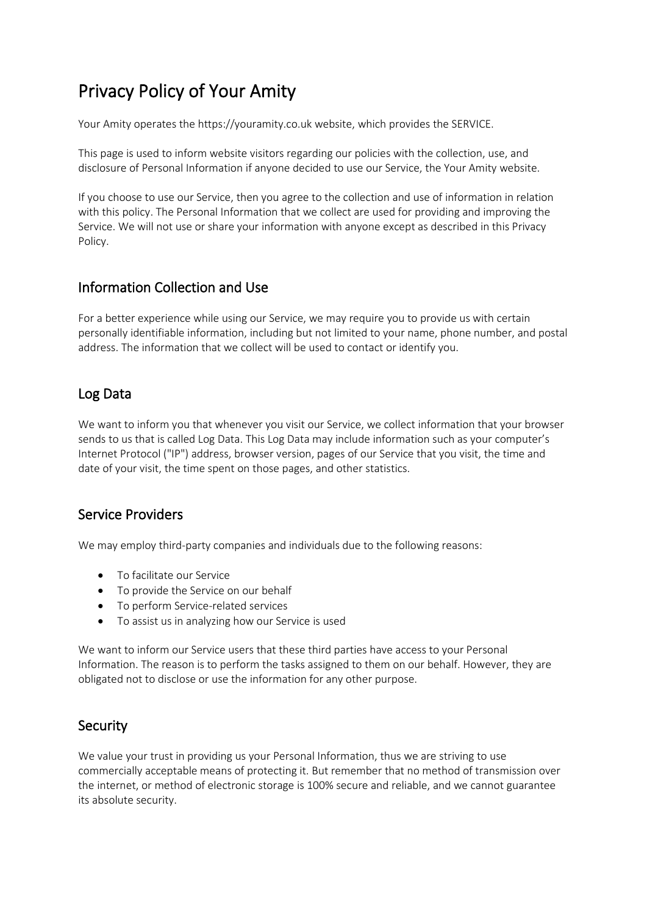# Privacy Policy of Your Amity

Your Amity operates the https://youramity.co.uk website, which provides the SERVICE.

This page is used to inform website visitors regarding our policies with the collection, use, and disclosure of Personal Information if anyone decided to use our Service, the Your Amity website.

If you choose to use our Service, then you agree to the collection and use of information in relation with this policy. The Personal Information that we collect are used for providing and improving the Service. We will not use or share your information with anyone except as described in this Privacy Policy.

## Information Collection and Use

For a better experience while using our Service, we may require you to provide us with certain personally identifiable information, including but not limited to your name, phone number, and postal address. The information that we collect will be used to contact or identify you.

## Log Data

We want to inform you that whenever you visit our Service, we collect information that your browser sends to us that is called Log Data. This Log Data may include information such as your computer's Internet Protocol ("IP") address, browser version, pages of our Service that you visit, the time and date of your visit, the time spent on those pages, and other statistics.

## Service Providers

We may employ third-party companies and individuals due to the following reasons:

- To facilitate our Service
- To provide the Service on our behalf
- To perform Service-related services
- To assist us in analyzing how our Service is used

We want to inform our Service users that these third parties have access to your Personal Information. The reason is to perform the tasks assigned to them on our behalf. However, they are obligated not to disclose or use the information for any other purpose.

## Security

We value your trust in providing us your Personal Information, thus we are striving to use commercially acceptable means of protecting it. But remember that no method of transmission over the internet, or method of electronic storage is 100% secure and reliable, and we cannot guarantee its absolute security.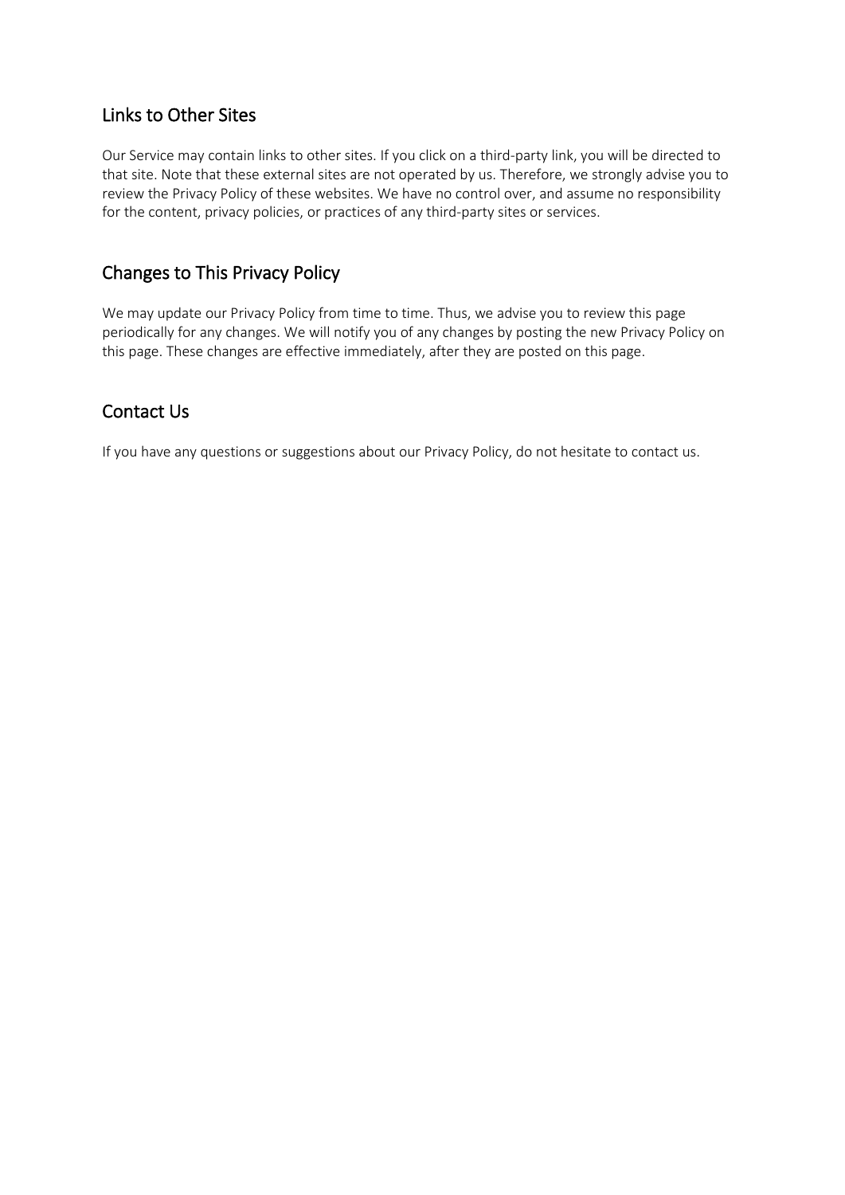## Links to Other Sites

Our Service may contain links to other sites. If you click on a third-party link, you will be directed to that site. Note that these external sites are not operated by us. Therefore, we strongly advise you to review the Privacy Policy of these websites. We have no control over, and assume no responsibility for the content, privacy policies, or practices of any third-party sites or services.

## Changes to This Privacy Policy

We may update our Privacy Policy from time to time. Thus, we advise you to review this page periodically for any changes. We will notify you of any changes by posting the new Privacy Policy on this page. These changes are effective immediately, after they are posted on this page.

## Contact Us

If you have any questions or suggestions about our Privacy Policy, do not hesitate to contact us.